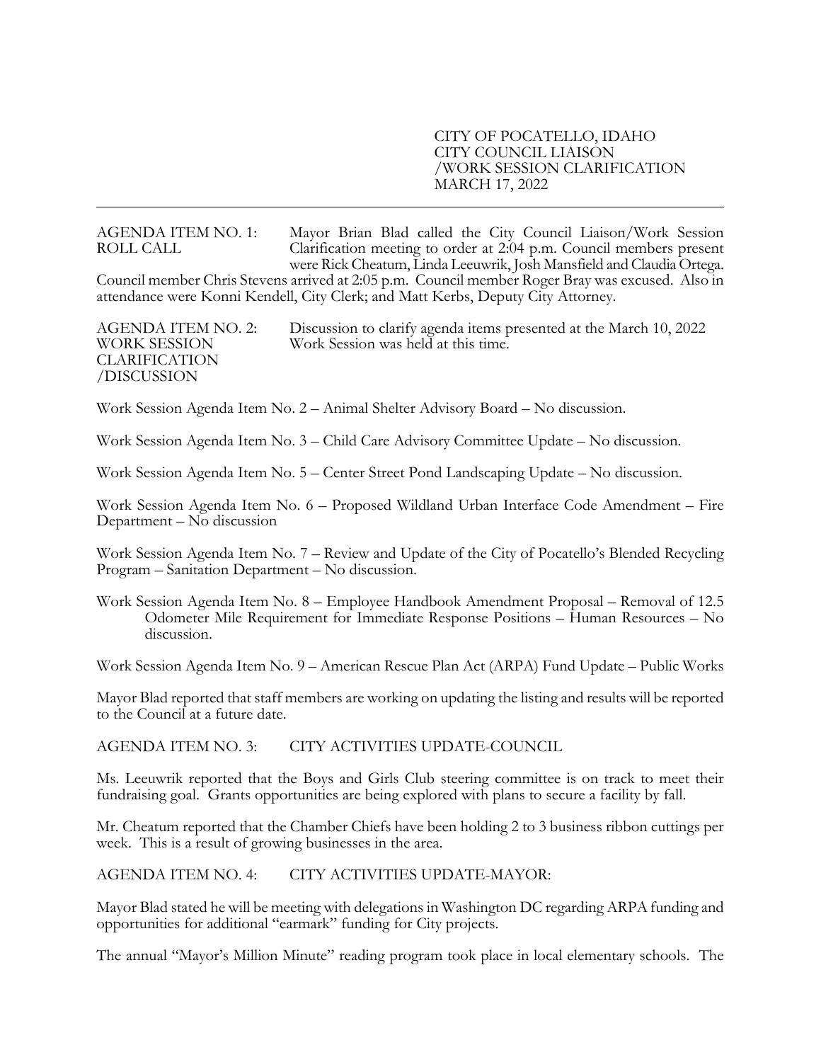CITY OF POCATELLO, IDAHO
CITY COUNCIL LIAISON
/WORK SESSION CLARIFICATION
MARCH 17, 2022

---

AGENDA ITEM NO. 1: ROLL CALL

Mayor Brian Blad called the City Council Liaison/Work Session Clarification meeting to order at 2:04 p.m. Council members present were Rick Cheatum, Linda Leeuwrik, Josh Mansfield and Claudia Ortega. Council member Chris Stevens arrived at 2:05 p.m. Council member Roger Bray was excused. Also in attendance were Konni Kendell, City Clerk; and Matt Kerbs, Deputy City Attorney.

AGENDA ITEM NO. 2: WORK SESSION CLARIFICATION /DISCUSSION

Discussion to clarify agenda items presented at the March 10, 2022 Work Session was held at this time.

Work Session Agenda Item No. 2 – Animal Shelter Advisory Board – No discussion.

Work Session Agenda Item No. 3 – Child Care Advisory Committee Update – No discussion.

Work Session Agenda Item No. 5 – Center Street Pond Landscaping Update – No discussion.

Work Session Agenda Item No. 6 – Proposed Wildland Urban Interface Code Amendment – Fire Department – No discussion

Work Session Agenda Item No. 7 – Review and Update of the City of Pocatello's Blended Recycling Program – Sanitation Department – No discussion.

Work Session Agenda Item No. 8 – Employee Handbook Amendment Proposal – Removal of 12.5 Odometer Mile Requirement for Immediate Response Positions – Human Resources – No discussion.

Work Session Agenda Item No. 9 – American Rescue Plan Act (ARPA) Fund Update – Public Works

Mayor Blad reported that staff members are working on updating the listing and results will be reported to the Council at a future date.

AGENDA ITEM NO. 3: CITY ACTIVITIES UPDATE-COUNCIL

Ms. Leeuwrik reported that the Boys and Girls Club steering committee is on track to meet their fundraising goal. Grants opportunities are being explored with plans to secure a facility by fall.

Mr. Cheatum reported that the Chamber Chiefs have been holding 2 to 3 business ribbon cuttings per week. This is a result of growing businesses in the area.

AGENDA ITEM NO. 4: CITY ACTIVITIES UPDATE-MAYOR:

Mayor Blad stated he will be meeting with delegations in Washington DC regarding ARPA funding and opportunities for additional "earmark" funding for City projects.

The annual "Mayor's Million Minute" reading program took place in local elementary schools. The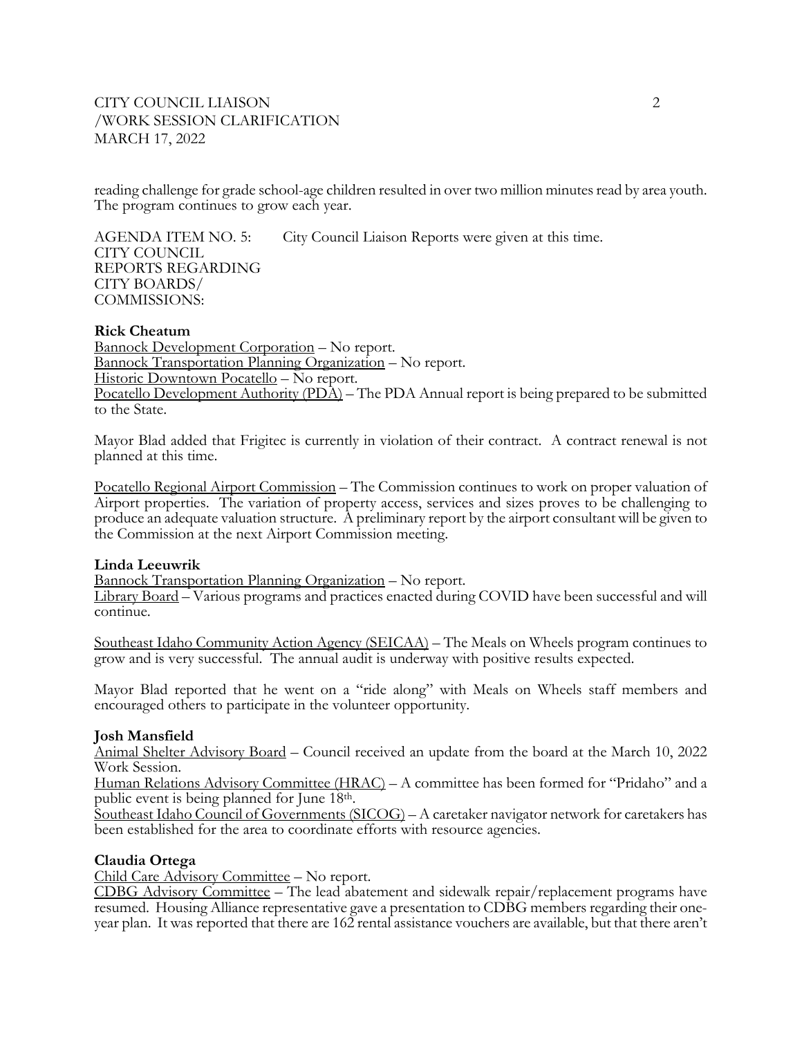reading challenge for grade school-age children resulted in over two million minutes read by area youth. The program continues to grow each year.

AGENDA ITEM NO. 5: CITY COUNCIL REPORTS REGARDING CITY BOARDS/ COMMISSIONS: City Council Liaison Reports were given at this time.

**Rick Cheatum**

Bannock Development Corporation – No report.
Bannock Transportation Planning Organization – No report.
Historic Downtown Pocatello – No report.
Pocatello Development Authority (PDA) – The PDA Annual report is being prepared to be submitted to the State.

Mayor Blad added that Frigitec is currently in violation of their contract. A contract renewal is not planned at this time.

Pocatello Regional Airport Commission – The Commission continues to work on proper valuation of Airport properties. The variation of property access, services and sizes proves to be challenging to produce an adequate valuation structure. A preliminary report by the airport consultant will be given to the Commission at the next Airport Commission meeting.

**Linda Leeuwrik**

Bannock Transportation Planning Organization – No report.
Library Board – Various programs and practices enacted during COVID have been successful and will continue.

Southeast Idaho Community Action Agency (SEICAA) – The Meals on Wheels program continues to grow and is very successful. The annual audit is underway with positive results expected.

Mayor Blad reported that he went on a "ride along" with Meals on Wheels staff members and encouraged others to participate in the volunteer opportunity.

**Josh Mansfield**

Animal Shelter Advisory Board – Council received an update from the board at the March 10, 2022 Work Session.
Human Relations Advisory Committee (HRAC) – A committee has been formed for "Pridaho" and a public event is being planned for June 18th.
Southeast Idaho Council of Governments (SICOG) – A caretaker navigator network for caretakers has been established for the area to coordinate efforts with resource agencies.

**Claudia Ortega**

Child Care Advisory Committee – No report.
CDBG Advisory Committee – The lead abatement and sidewalk repair/replacement programs have resumed. Housing Alliance representative gave a presentation to CDBG members regarding their one-year plan. It was reported that there are 162 rental assistance vouchers are available, but that there aren't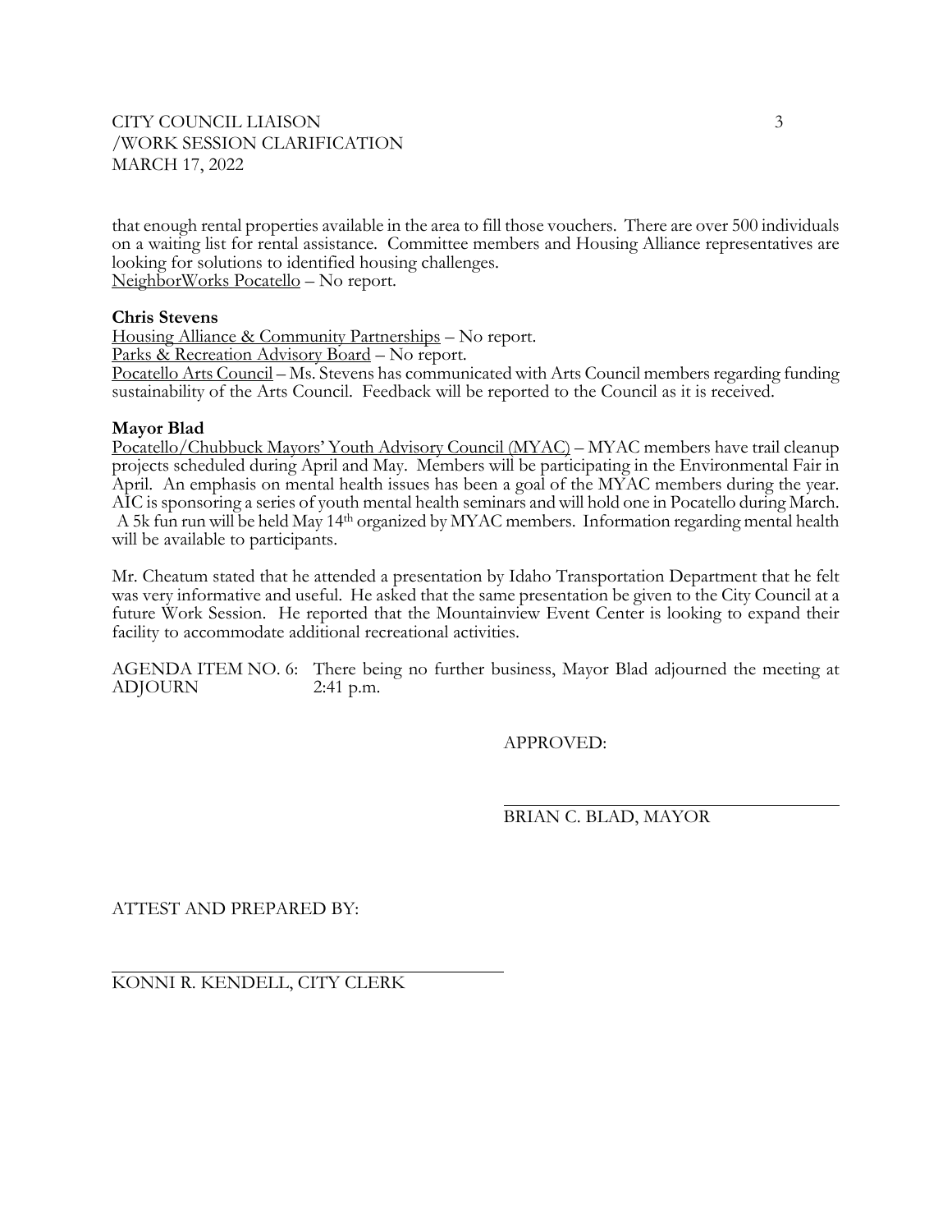that enough rental properties available in the area to fill those vouchers. There are over 500 individuals on a waiting list for rental assistance. Committee members and Housing Alliance representatives are looking for solutions to identified housing challenges.
NeighborWorks Pocatello – No report.

**Chris Stevens**
Housing Alliance & Community Partnerships – No report.
Parks & Recreation Advisory Board – No report.
Pocatello Arts Council – Ms. Stevens has communicated with Arts Council members regarding funding sustainability of the Arts Council. Feedback will be reported to the Council as it is received.

**Mayor Blad**
Pocatello/Chubbuck Mayors' Youth Advisory Council (MYAC) – MYAC members have trail cleanup projects scheduled during April and May. Members will be participating in the Environmental Fair in April. An emphasis on mental health issues has been a goal of the MYAC members during the year. AIC is sponsoring a series of youth mental health seminars and will hold one in Pocatello during March. A 5k fun run will be held May 14th organized by MYAC members. Information regarding mental health will be available to participants.

Mr. Cheatum stated that he attended a presentation by Idaho Transportation Department that he felt was very informative and useful. He asked that the same presentation be given to the City Council at a future Work Session. He reported that the Mountainview Event Center is looking to expand their facility to accommodate additional recreational activities.

AGENDA ITEM NO. 6: ADJOURN – There being no further business, Mayor Blad adjourned the meeting at 2:41 p.m.

APPROVED:

BRIAN C. BLAD, MAYOR

ATTEST AND PREPARED BY:

KONNI R. KENDELL, CITY CLERK